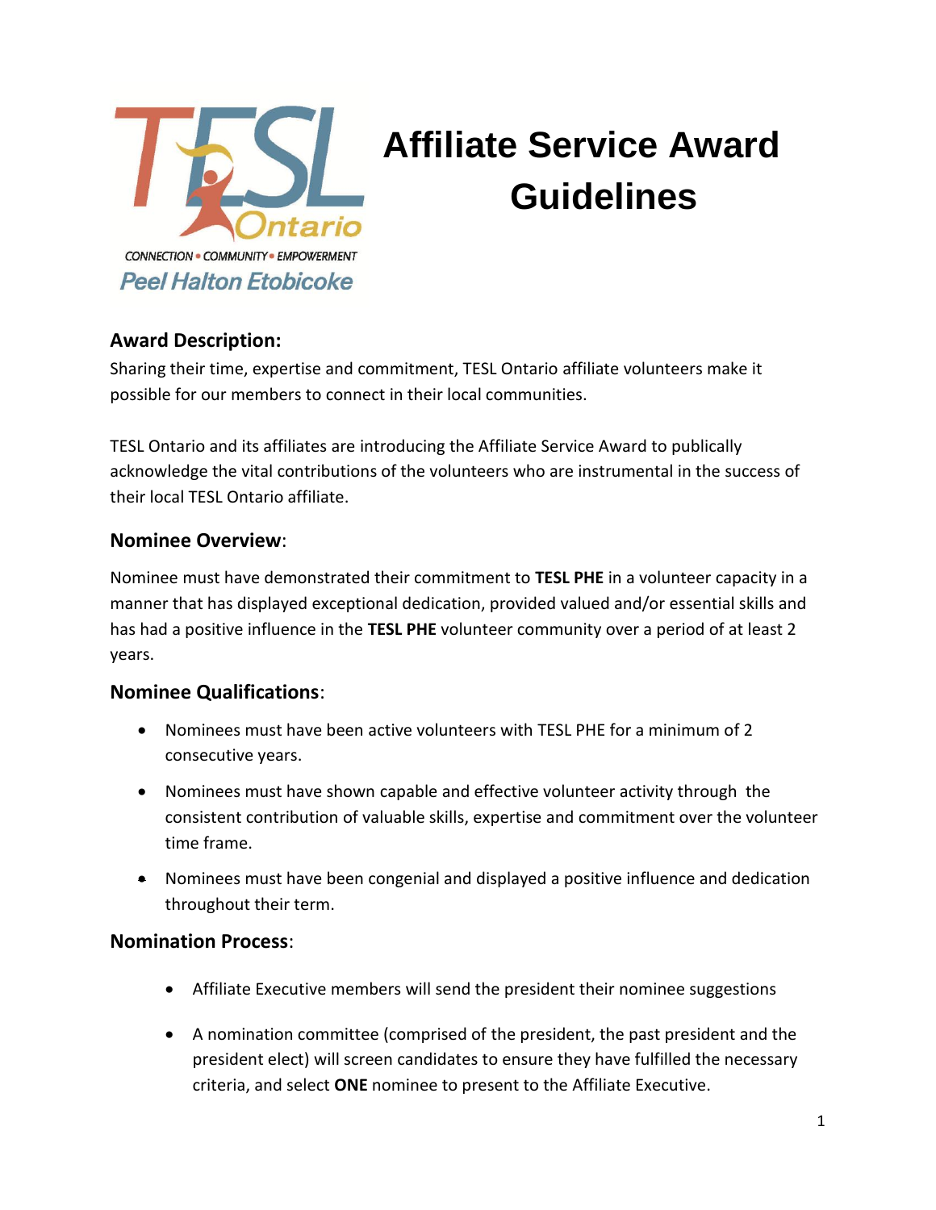# Affiliate Service Award Guidelines

## Award Description:

Sharing their time, expertise and commitment, TESL Ontario affiliate volunteers make it possible for our members to connect in their local communities.

TESL Ontario and its affiliates are introducing the Affiliate Service Award to publically acknowledge the vital contributions of the volunteers who are instrumental in the success of their local TESL Ontario affiliate.

## Nominee Overview:

Nominee must have demonstrated their commitment to **TESL PHE** in a volunteer capacity in a manner that has displayed exceptional dedication, provided valued and/or essential skills and has had a positive influence in the **TESL PHE** volunteer community over a period of at least 2 years.

## Nominee Qualifications:

- Nominees must have been active volunteers with TESL PHE for a minimum of 2 consecutive years.
- Nominees must have shown capable and effective volunteer activity through the consistent contribution of valuable skills, expertise and commitment over the volunteer time frame.
- Nominees must have been congenial and displayed a positive influence and dedication throughout their term.

## Nomination Process:

- Affiliate Executive members will send the president their nominee suggestions
- A nomination committee (comprised of the president, the past president and the president elect) will screen candidates to ensure they have fulfilled the necessary criteria, and select **ONE** nominee to present to the Affiliate Executive.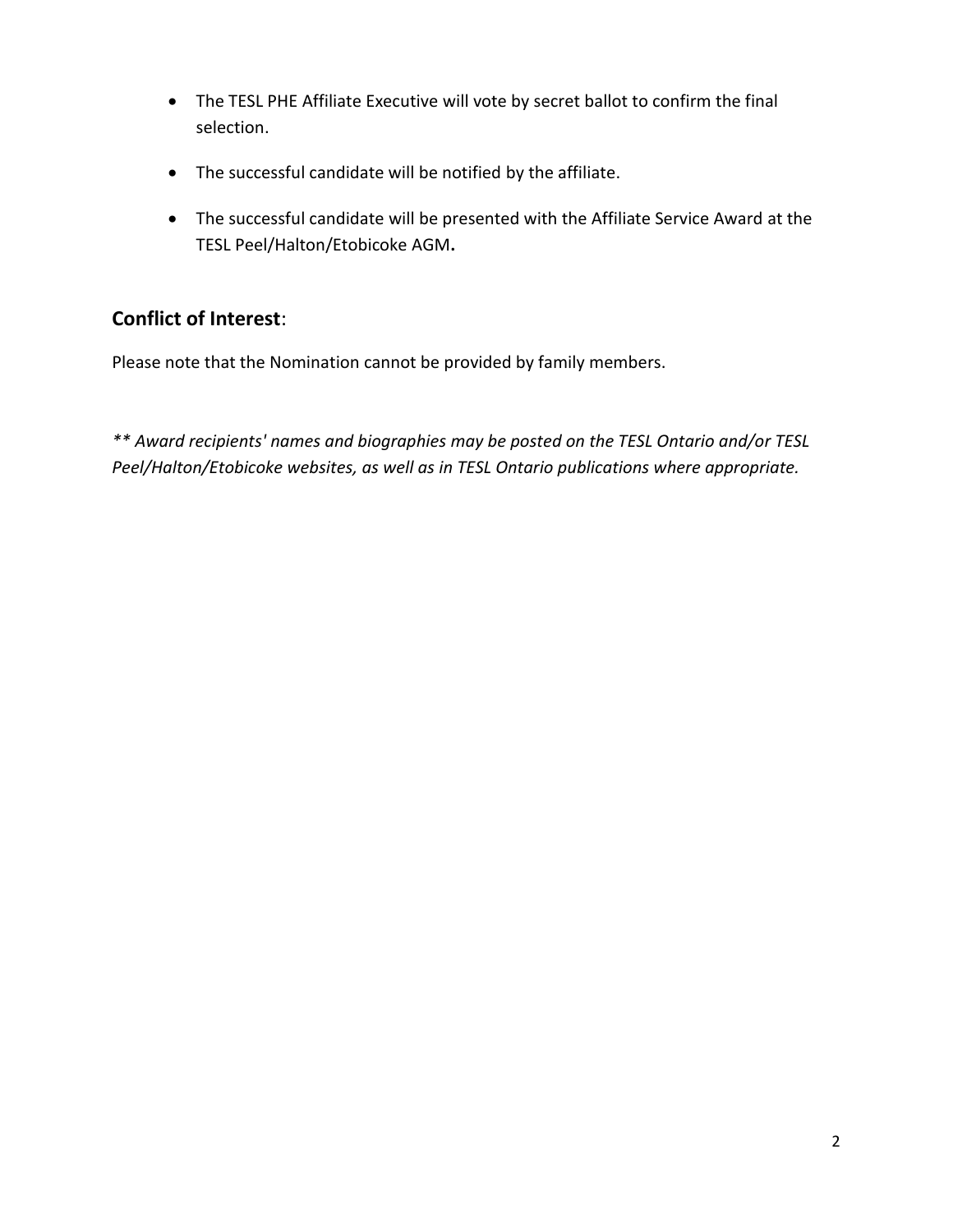- The TESL PHE Affiliate Executive will vote by secret ballot to confirm the final selection.
- The successful candidate will be notified by the affiliate.
- The successful candidate will be presented with the Affiliate Service Award at the TESL Peel/Halton/Etobicoke AGM**.**

## **Conflict of Interest**:

Please note that the Nomination cannot be provided by family members.

*** Award recipients' names and biographies may be posted on the TESL Ontario and/or TESL Peel/Halton/Etobicoke websites, as well as in TESL Ontario publications where appropriate.*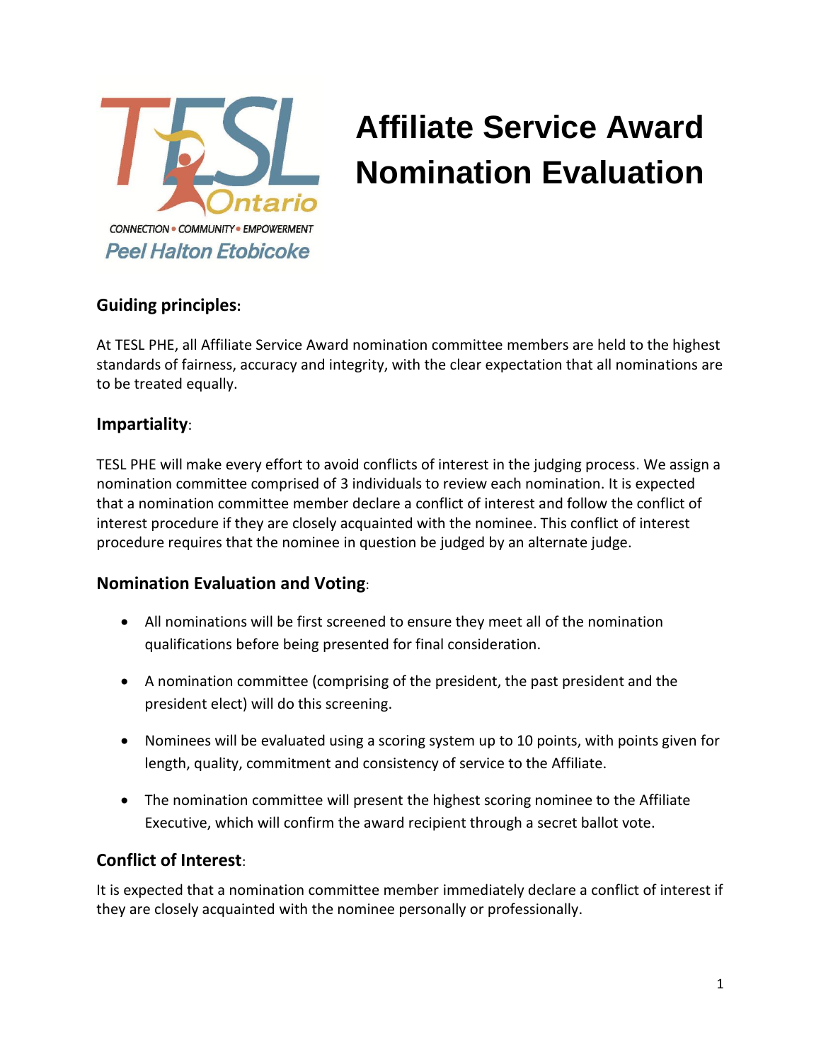# Affiliate Service Award Nomination Evaluation

TESL Ontario

CONNECTION • COMMUNITY • EMPOWERMENT

Peel Halton Etobicoke

## Guiding principles:

At TESL PHE, all Affiliate Service Award nomination committee members are held to the highest standards of fairness, accuracy and integrity, with the clear expectation that all nominations are to be treated equally.

## Impartiality:

TESL PHE will make every effort to avoid conflicts of interest in the judging process. We assign a nomination committee comprised of 3 individuals to review each nomination. It is expected that a nomination committee member declare a conflict of interest and follow the conflict of interest procedure if they are closely acquainted with the nominee. This conflict of interest procedure requires that the nominee in question be judged by an alternate judge.

## Nomination Evaluation and Voting:

- All nominations will be first screened to ensure they meet all of the nomination qualifications before being presented for final consideration.
- A nomination committee (comprising of the president, the past president and the president elect) will do this screening.
- Nominees will be evaluated using a scoring system up to 10 points, with points given for length, quality, commitment and consistency of service to the Affiliate.
- The nomination committee will present the highest scoring nominee to the Affiliate Executive, which will confirm the award recipient through a secret ballot vote.

## Conflict of Interest:

It is expected that a nomination committee member immediately declare a conflict of interest if they are closely acquainted with the nominee personally or professionally.